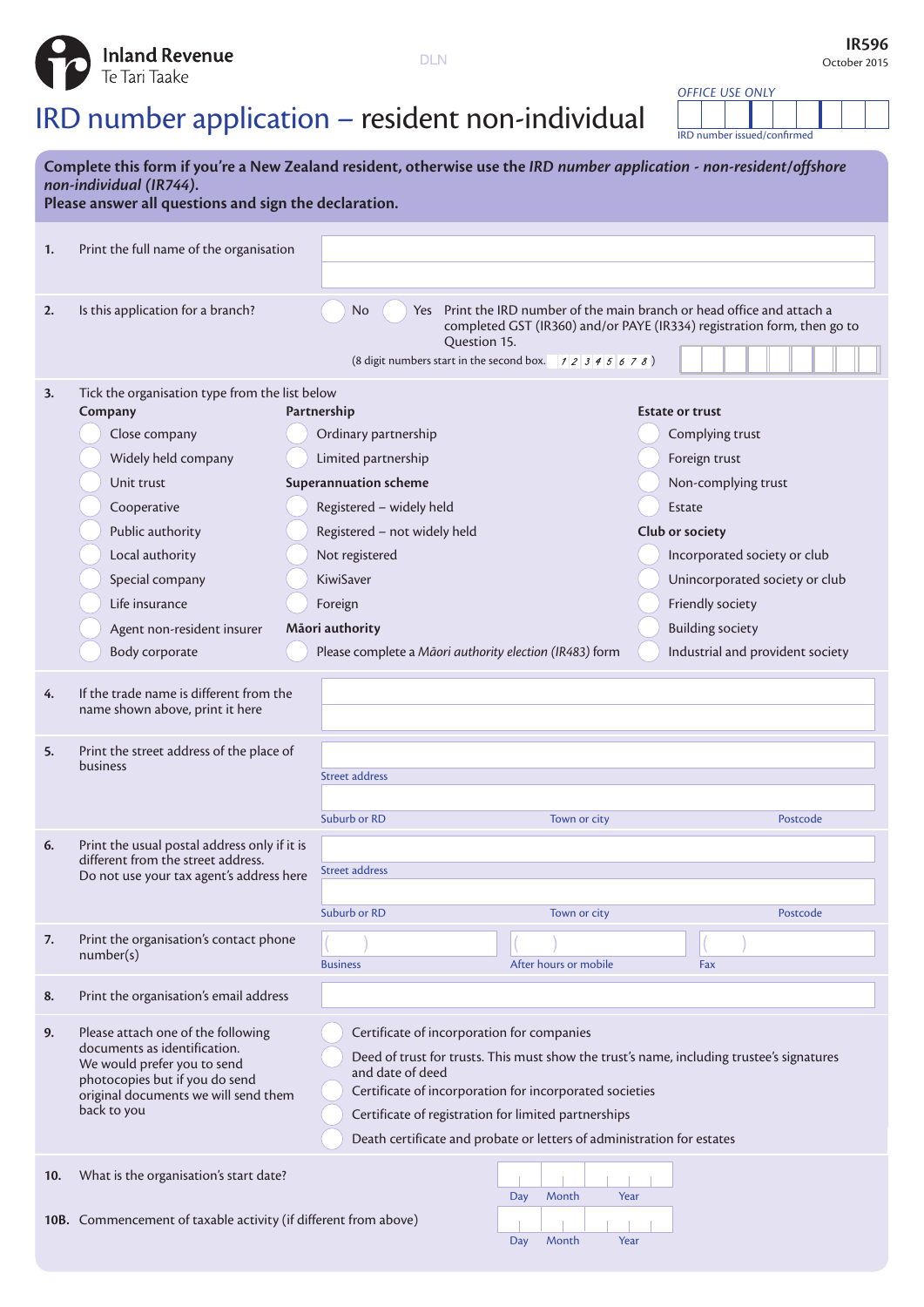Inland Revenue
Te Tari Taake

DLN

**IR596**
October 2015

*OFFICE USE ONLY*
IRD number issued/confirmed

# IRD number application – resident non-individual

**Complete this form if you're a New Zealand resident, otherwise use the *IRD number application - non-resident/offshore non-individual (IR744)*.**
**Please answer all questions and sign the declaration.**

**1.** Print the full name of the organisation

**2.** Is this application for a branch?
- No
- Yes Print the IRD number of the main branch or head office and attach a completed GST (IR360) and/or PAYE (IR334) registration form, then go to Question 15.

(8 digit numbers start in the second box. 1 2 3 4 5 6 7 8)

**3.** Tick the organisation type from the list below

**Company**
- Close company
- Widely held company
- Unit trust
- Cooperative
- Public authority
- Local authority
- Special company
- Life insurance
- Agent non-resident insurer
- Body corporate

**Partnership**
- Ordinary partnership
- Limited partnership

**Superannuation scheme**
- Registered – widely held
- Registered – not widely held
- Not registered
- KiwiSaver
- Foreign

**Māori authority**
- Please complete a *Māori authority election (IR483)* form

**Estate or trust**
- Complying trust
- Foreign trust
- Non-complying trust
- Estate

**Club or society**
- Incorporated society or club
- Unincorporated society or club
- Friendly society
- Building society
- Industrial and provident society

**4.** If the trade name is different from the name shown above, print it here

**5.** Print the street address of the place of business

Street address
Suburb or RD | Town or city | Postcode

**6.** Print the usual postal address only if it is different from the street address.
Do not use your tax agent's address here

Street address
Suburb or RD | Town or city | Postcode

**7.** Print the organisation's contact phone number(s)

Business | After hours or mobile | Fax

**8.** Print the organisation's email address

**9.** Please attach one of the following documents as identification.
We would prefer you to send photocopies but if you do send original documents we will send them back to you
- Certificate of incorporation for companies
- Deed of trust for trusts. This must show the trust's name, including trustee's signatures and date of deed
- Certificate of incorporation for incorporated societies
- Certificate of registration for limited partnerships
- Death certificate and probate or letters of administration for estates

**10.** What is the organisation's start date?

Day | Month | Year

**10B.** Commencement of taxable activity (if different from above)

Day | Month | Year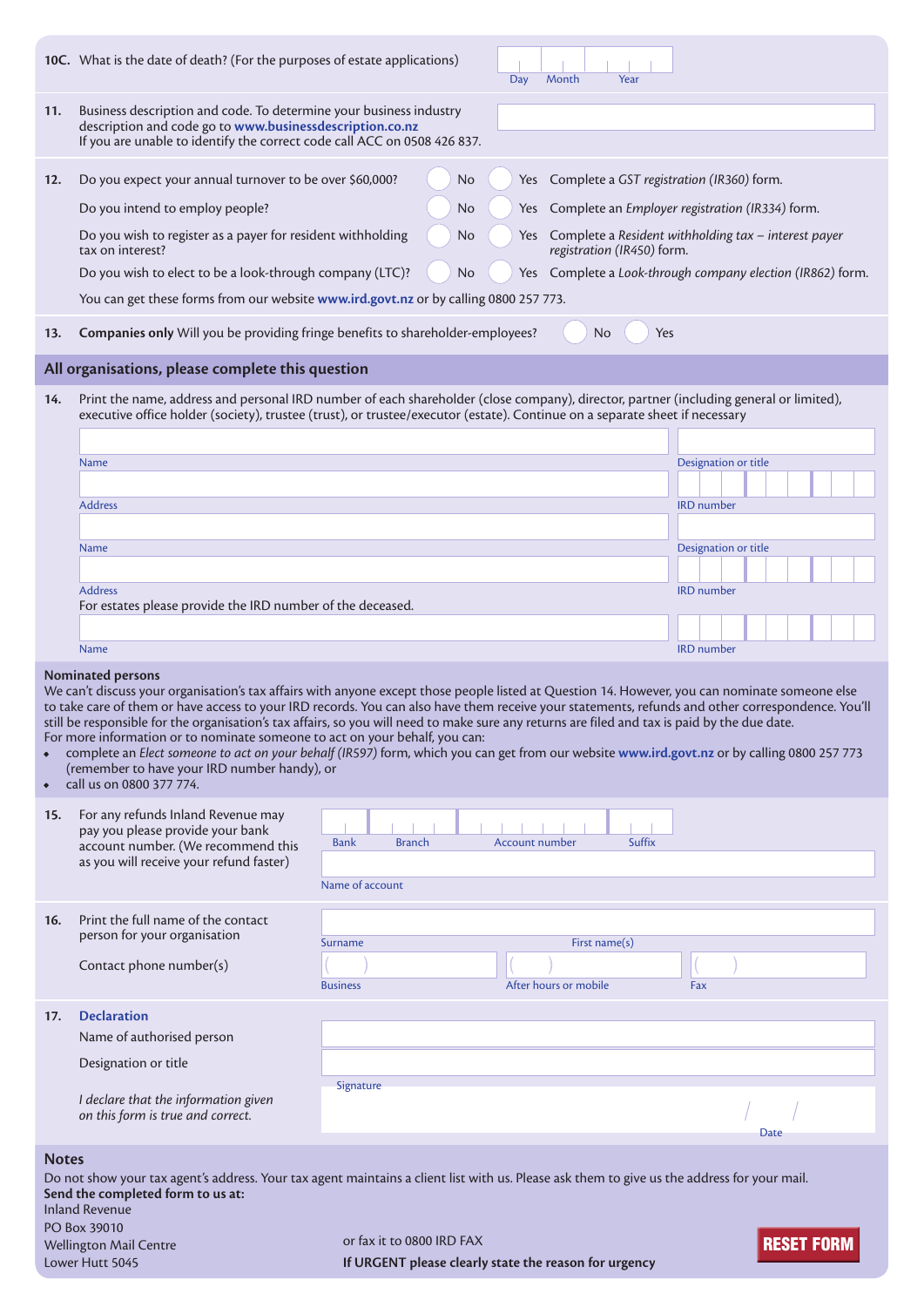**10C.** What is the date of death? (For the purposes of estate applications)

Day | Month | Year

**11.** Business description and code. To determine your business industry description and code go to **www.businessdescription.co.nz**
If you are unable to identify the correct code call ACC on 0508 426 837.

**12.** Do you expect your annual turnover to be over $60,000? No / Yes — Complete a *GST registration (IR360)* form.

Do you intend to employ people? No / Yes — Complete an *Employer registration (IR334)* form.

Do you wish to register as a payer for resident withholding tax on interest? No / Yes — Complete a *Resident withholding tax – interest payer registration (IR450)* form.

Do you wish to elect to be a look-through company (LTC)? No / Yes — Complete a *Look-through company election (IR862)* form.

You can get these forms from our website **www.ird.govt.nz** or by calling 0800 257 773.

**13.** **Companies only** Will you be providing fringe benefits to shareholder-employees? No / Yes

## All organisations, please complete this question

**14.** Print the name, address and personal IRD number of each shareholder (close company), director, partner (including general or limited), executive office holder (society), trustee (trust), or trustee/executor (estate). Continue on a separate sheet if necessary

Name | Designation or title

Address | IRD number

Name | Designation or title

Address | IRD number

For estates please provide the IRD number of the deceased.

Name | IRD number

### Nominated persons

We can't discuss your organisation's tax affairs with anyone except those people listed at Question 14. However, you can nominate someone else to take care of them or have access to your IRD records. You can also have them receive your statements, refunds and other correspondence. You'll still be responsible for the organisation's tax affairs, so you will need to make sure any returns are filed and tax is paid by the due date.
For more information or to nominate someone to act on your behalf, you can:

- complete an *Elect someone to act on your behalf (IR597)* form, which you can get from our website **www.ird.govt.nz** or by calling 0800 257 773 (remember to have your IRD number handy), or
- call us on 0800 377 774.

**15.** For any refunds Inland Revenue may pay you please provide your bank account number. (We recommend this as you will receive your refund faster)

Bank | Branch | Account number | Suffix

Name of account

**16.** Print the full name of the contact person for your organisation

Surname | First name(s)

Contact phone number(s)

Business | After hours or mobile | Fax

**17.** **Declaration**

Name of authorised person

Designation or title

Signature

*I declare that the information given on this form is true and correct.*

Date

### Notes

Do not show your tax agent's address. Your tax agent maintains a client list with us. Please ask them to give us the address for your mail.
**Send the completed form to us at:**
Inland Revenue
PO Box 39010
Wellington Mail Centre
Lower Hutt 5045

or fax it to 0800 IRD FAX
**If URGENT please clearly state the reason for urgency**

RESET FORM